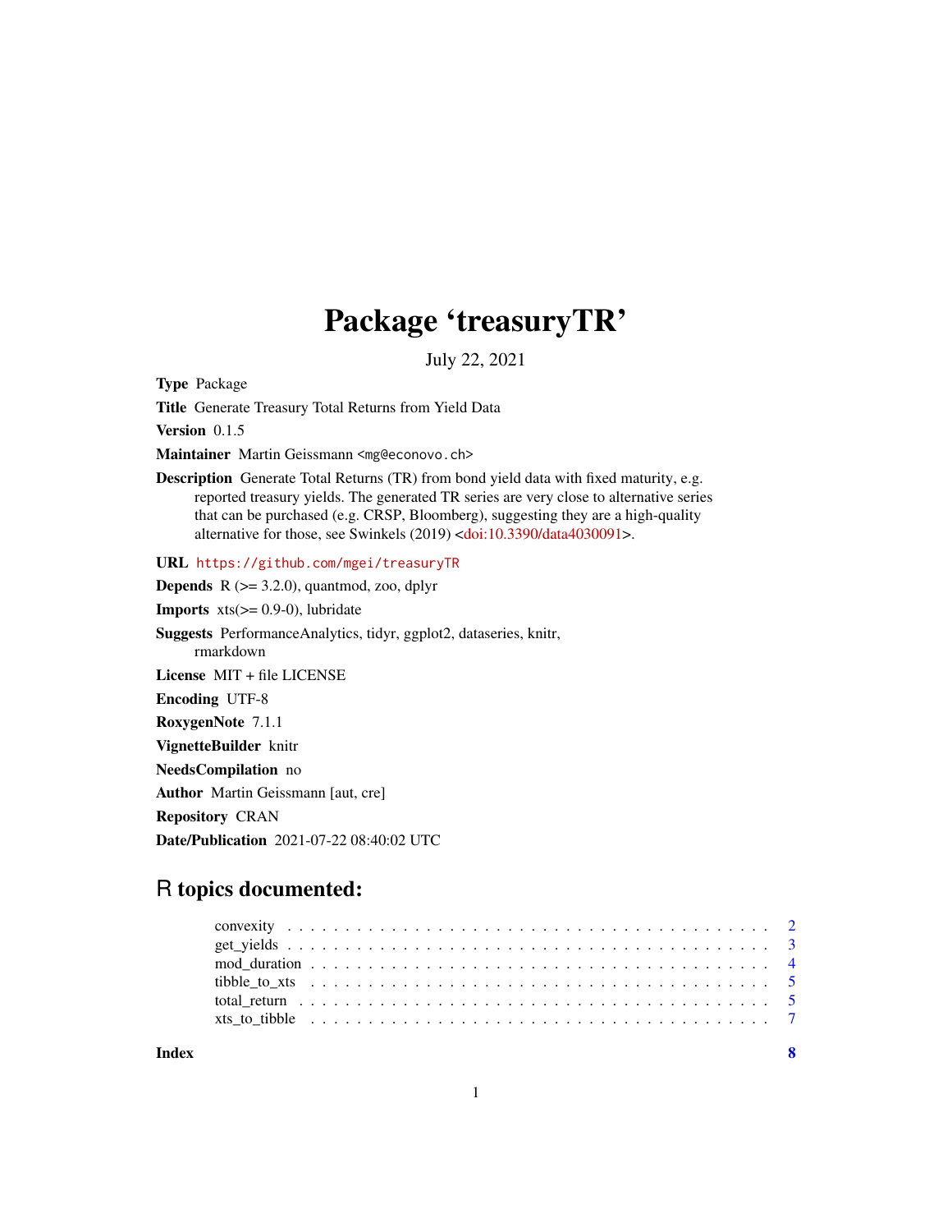# Package 'treasuryTR'

July 22, 2021

**Type** Package

**Title** Generate Treasury Total Returns from Yield Data

**Version** 0.1.5

**Maintainer** Martin Geissmann <mg@econovo.ch>

**Description** Generate Total Returns (TR) from bond yield data with fixed maturity, e.g. reported treasury yields. The generated TR series are very close to alternative series that can be purchased (e.g. CRSP, Bloomberg), suggesting they are a high-quality alternative for those, see Swinkels (2019) <doi:10.3390/data4030091>.

**URL** https://github.com/mgei/treasuryTR

**Depends** R (>= 3.2.0), quantmod, zoo, dplyr

**Imports** xts(>= 0.9-0), lubridate

**Suggests** PerformanceAnalytics, tidyr, ggplot2, dataseries, knitr, rmarkdown

**License** MIT + file LICENSE

**Encoding** UTF-8

**RoxygenNote** 7.1.1

**VignetteBuilder** knitr

**NeedsCompilation** no

**Author** Martin Geissmann [aut, cre]

**Repository** CRAN

**Date/Publication** 2021-07-22 08:40:02 UTC

## R topics documented:

convexity . . . . . . . . . . . . . . . . . . . . . . . . . . . . . . . . . . . . . . . . . 2
get_yields . . . . . . . . . . . . . . . . . . . . . . . . . . . . . . . . . . . . . . . . . 3
mod_duration . . . . . . . . . . . . . . . . . . . . . . . . . . . . . . . . . . . . . . . 4
tibble_to_xts . . . . . . . . . . . . . . . . . . . . . . . . . . . . . . . . . . . . . . . 5
total_return . . . . . . . . . . . . . . . . . . . . . . . . . . . . . . . . . . . . . . . 5
xts_to_tibble . . . . . . . . . . . . . . . . . . . . . . . . . . . . . . . . . . . . . . . 7

**Index** **8**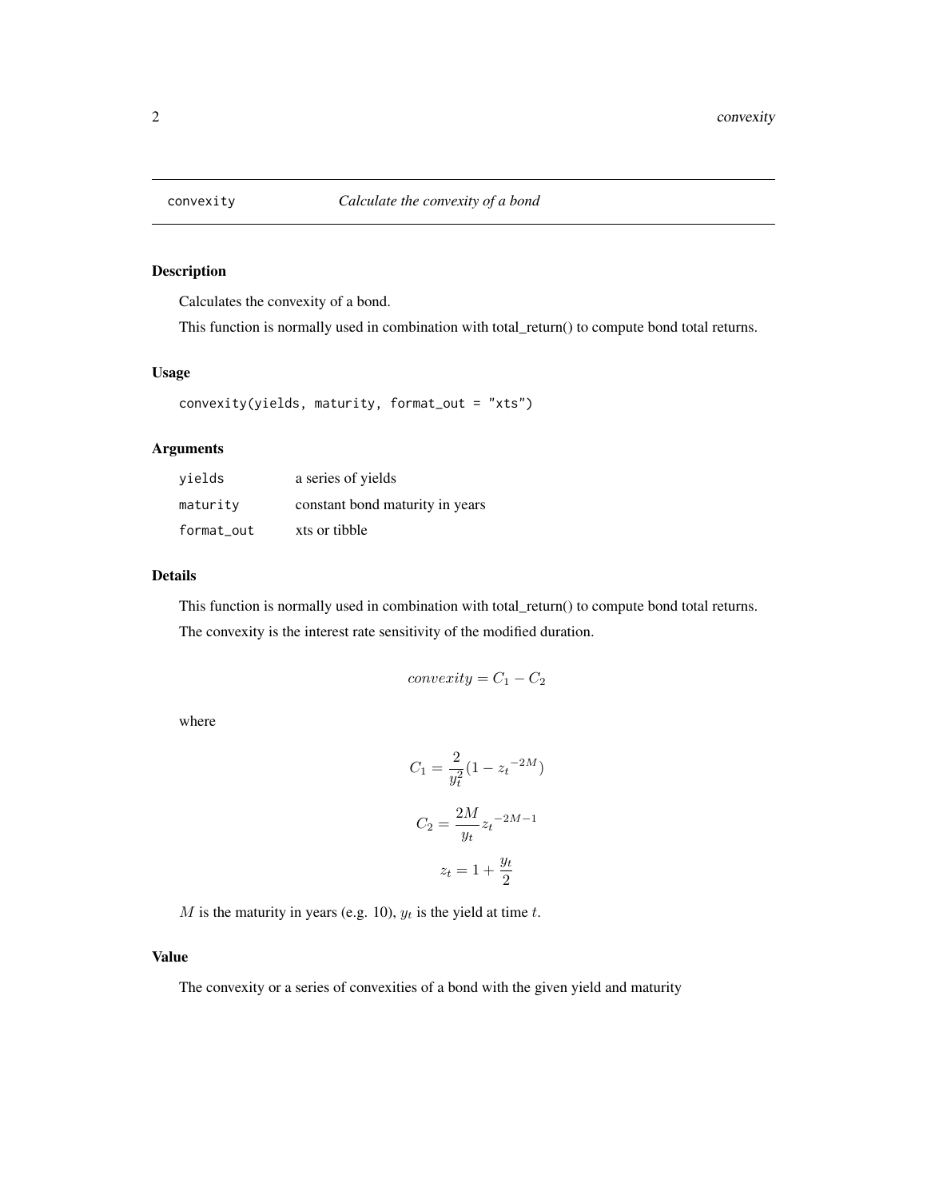# convexity — *Calculate the convexity of a bond*

## Description

Calculates the convexity of a bond.

This function is normally used in combination with total_return() to compute bond total returns.

## Usage

```
convexity(yields, maturity, format_out = "xts")
```

## Arguments

| | |
|---|---|
| `yields` | a series of yields |
| `maturity` | constant bond maturity in years |
| `format_out` | xts or tibble |

## Details

This function is normally used in combination with total_return() to compute bond total returns.

The convexity is the interest rate sensitivity of the modified duration.

$$convexity = C_1 - C_2$$

where

$$C_1 = \frac{2}{y_t^2}(1 - {z_t}^{-2M})$$

$$C_2 = \frac{2M}{y_t}{z_t}^{-2M-1}$$

$$z_t = 1 + \frac{y_t}{2}$$

$M$ is the maturity in years (e.g. 10), $y_t$ is the yield at time $t$.

## Value

The convexity or a series of convexities of a bond with the given yield and maturity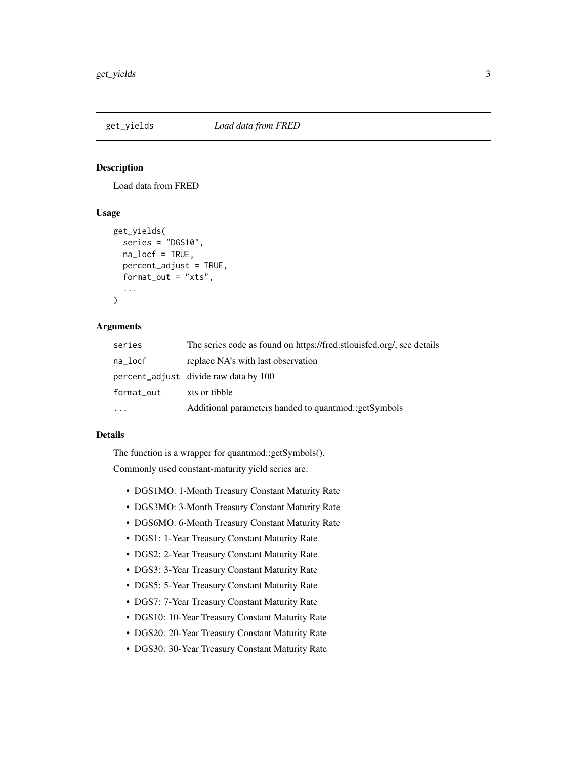## get_yields — *Load data from FRED*

### Description

Load data from FRED

### Usage

```
get_yields(
  series = "DGS10",
  na_locf = TRUE,
  percent_adjust = TRUE,
  format_out = "xts",
  ...
)
```

### Arguments

| Argument | Description |
|---|---|
| `series` | The series code as found on https://fred.stlouisfed.org/, see details |
| `na_locf` | replace NA's with last observation |
| `percent_adjust` | divide raw data by 100 |
| `format_out` | xts or tibble |
| `...` | Additional parameters handed to quantmod::getSymbols |

### Details

The function is a wrapper for quantmod::getSymbols().

Commonly used constant-maturity yield series are:

- DGS1MO: 1-Month Treasury Constant Maturity Rate
- DGS3MO: 3-Month Treasury Constant Maturity Rate
- DGS6MO: 6-Month Treasury Constant Maturity Rate
- DGS1: 1-Year Treasury Constant Maturity Rate
- DGS2: 2-Year Treasury Constant Maturity Rate
- DGS3: 3-Year Treasury Constant Maturity Rate
- DGS5: 5-Year Treasury Constant Maturity Rate
- DGS7: 7-Year Treasury Constant Maturity Rate
- DGS10: 10-Year Treasury Constant Maturity Rate
- DGS20: 20-Year Treasury Constant Maturity Rate
- DGS30: 30-Year Treasury Constant Maturity Rate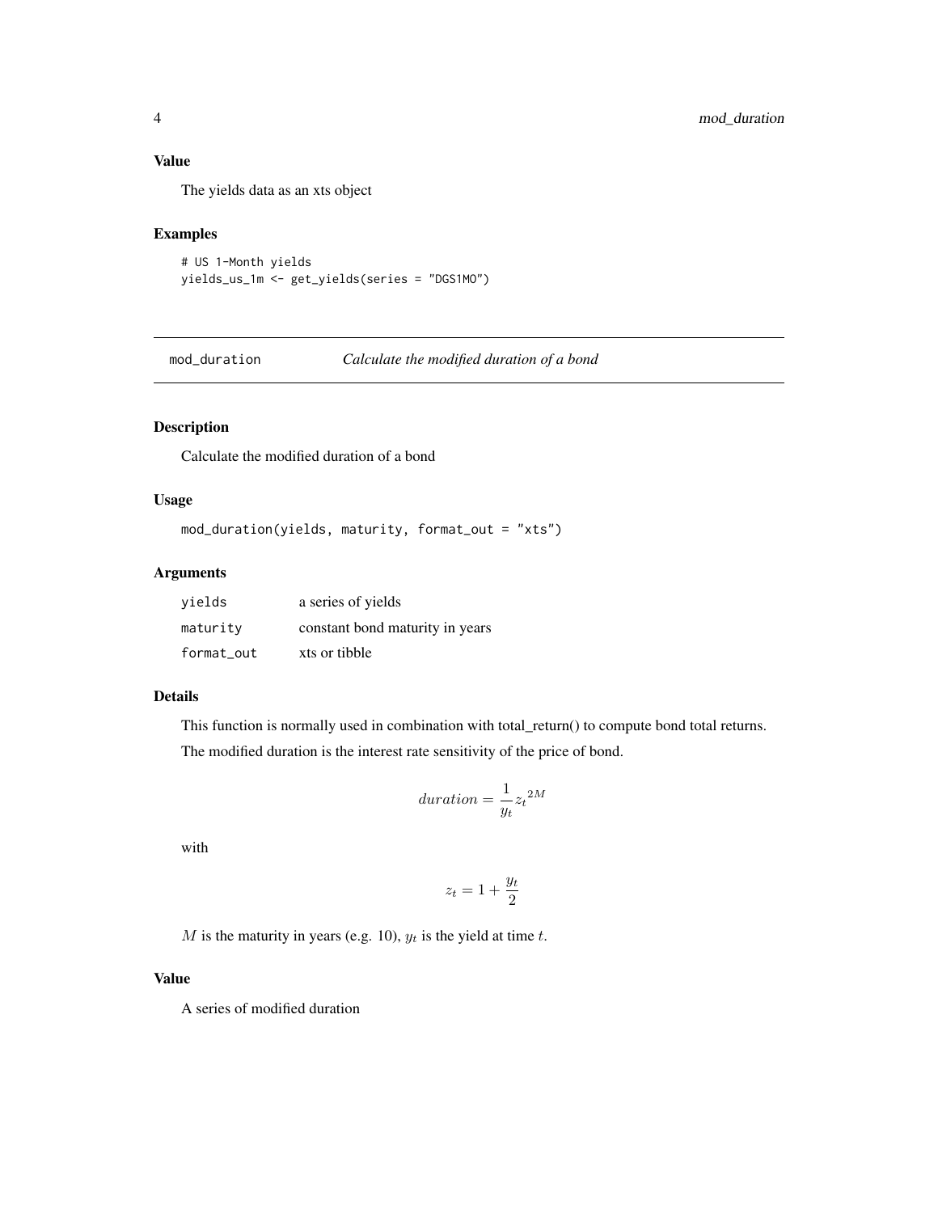## Value

The yields data as an xts object

## Examples

```
# US 1-Month yields
yields_us_1m <- get_yields(series = "DGS1MO")
```

---

# mod_duration — *Calculate the modified duration of a bond*

## Description

Calculate the modified duration of a bond

## Usage

```
mod_duration(yields, maturity, format_out = "xts")
```

## Arguments

| | |
|---|---|
| yields | a series of yields |
| maturity | constant bond maturity in years |
| format_out | xts or tibble |

## Details

This function is normally used in combination with total_return() to compute bond total returns.

The modified duration is the interest rate sensitivity of the price of bond.

$$duration = \frac{1}{y_t} {z_t}^{2M}$$

with

$$z_t = 1 + \frac{y_t}{2}$$

$M$ is the maturity in years (e.g. 10), $y_t$ is the yield at time $t$.

## Value

A series of modified duration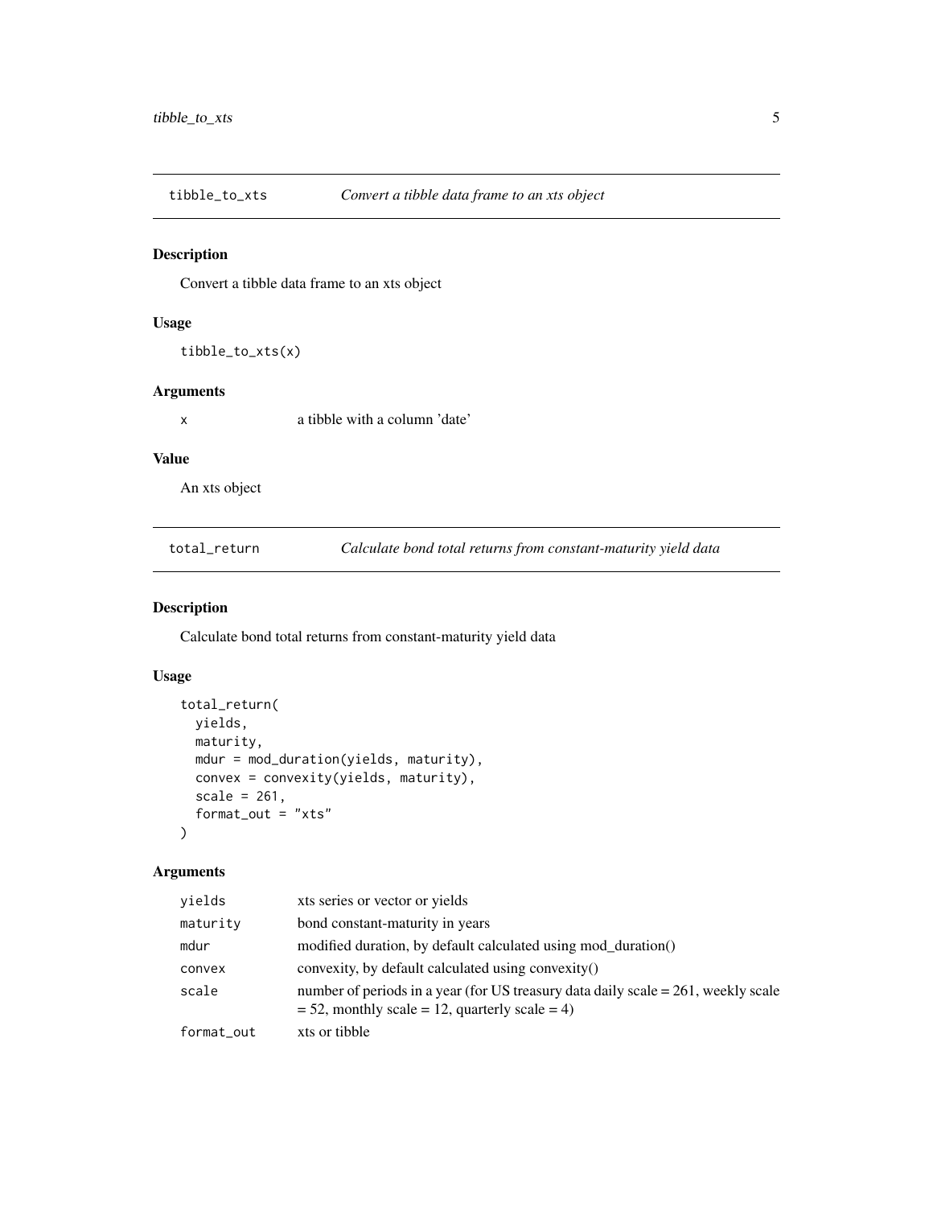## tibble_to_xts — *Convert a tibble data frame to an xts object*

### Description

Convert a tibble data frame to an xts object

### Usage

```
tibble_to_xts(x)
```

### Arguments

| | |
|---|---|
| x | a tibble with a column 'date' |

### Value

An xts object

## total_return — *Calculate bond total returns from constant-maturity yield data*

### Description

Calculate bond total returns from constant-maturity yield data

### Usage

```
total_return(
  yields,
  maturity,
  mdur = mod_duration(yields, maturity),
  convex = convexity(yields, maturity),
  scale = 261,
  format_out = "xts"
)
```

### Arguments

| | |
|---|---|
| yields | xts series or vector or yields |
| maturity | bond constant-maturity in years |
| mdur | modified duration, by default calculated using mod_duration() |
| convex | convexity, by default calculated using convexity() |
| scale | number of periods in a year (for US treasury data daily scale = 261, weekly scale = 52, monthly scale = 12, quarterly scale = 4) |
| format_out | xts or tibble |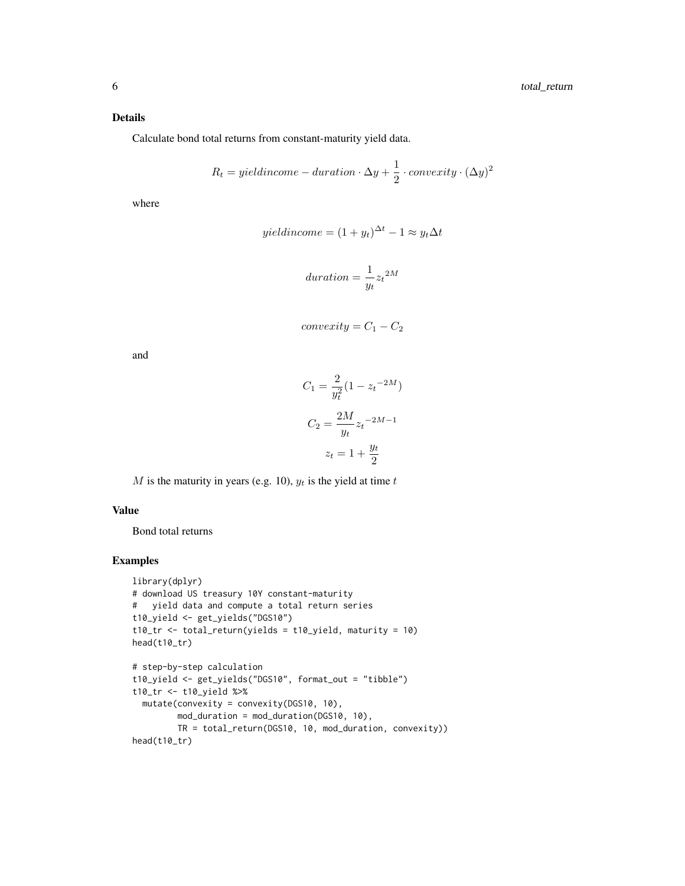### Details

Calculate bond total returns from constant-maturity yield data.

$$R_t = yieldincome - duration \cdot \Delta y + \frac{1}{2} \cdot convexity \cdot (\Delta y)^2$$

where

$$yieldincome = (1 + y_t)^{\Delta t} - 1 \approx y_t \Delta t$$

$$duration = \frac{1}{y_t} {z_t}^{2M}$$

$$convexity = C_1 - C_2$$

and

$$C_1 = \frac{2}{y_t^2}(1 - {z_t}^{-2M})$$

$$C_2 = \frac{2M}{y_t} {z_t}^{-2M-1}$$

$$z_t = 1 + \frac{y_t}{2}$$

$M$ is the maturity in years (e.g. 10), $y_t$ is the yield at time $t$

### Value

Bond total returns

### Examples

```
library(dplyr)
# download US treasury 10Y constant-maturity
#   yield data and compute a total return series
t10_yield <- get_yields("DGS10")
t10_tr <- total_return(yields = t10_yield, maturity = 10)
head(t10_tr)

# step-by-step calculation
t10_yield <- get_yields("DGS10", format_out = "tibble")
t10_tr <- t10_yield %>%
  mutate(convexity = convexity(DGS10, 10),
         mod_duration = mod_duration(DGS10, 10),
         TR = total_return(DGS10, 10, mod_duration, convexity))
head(t10_tr)
```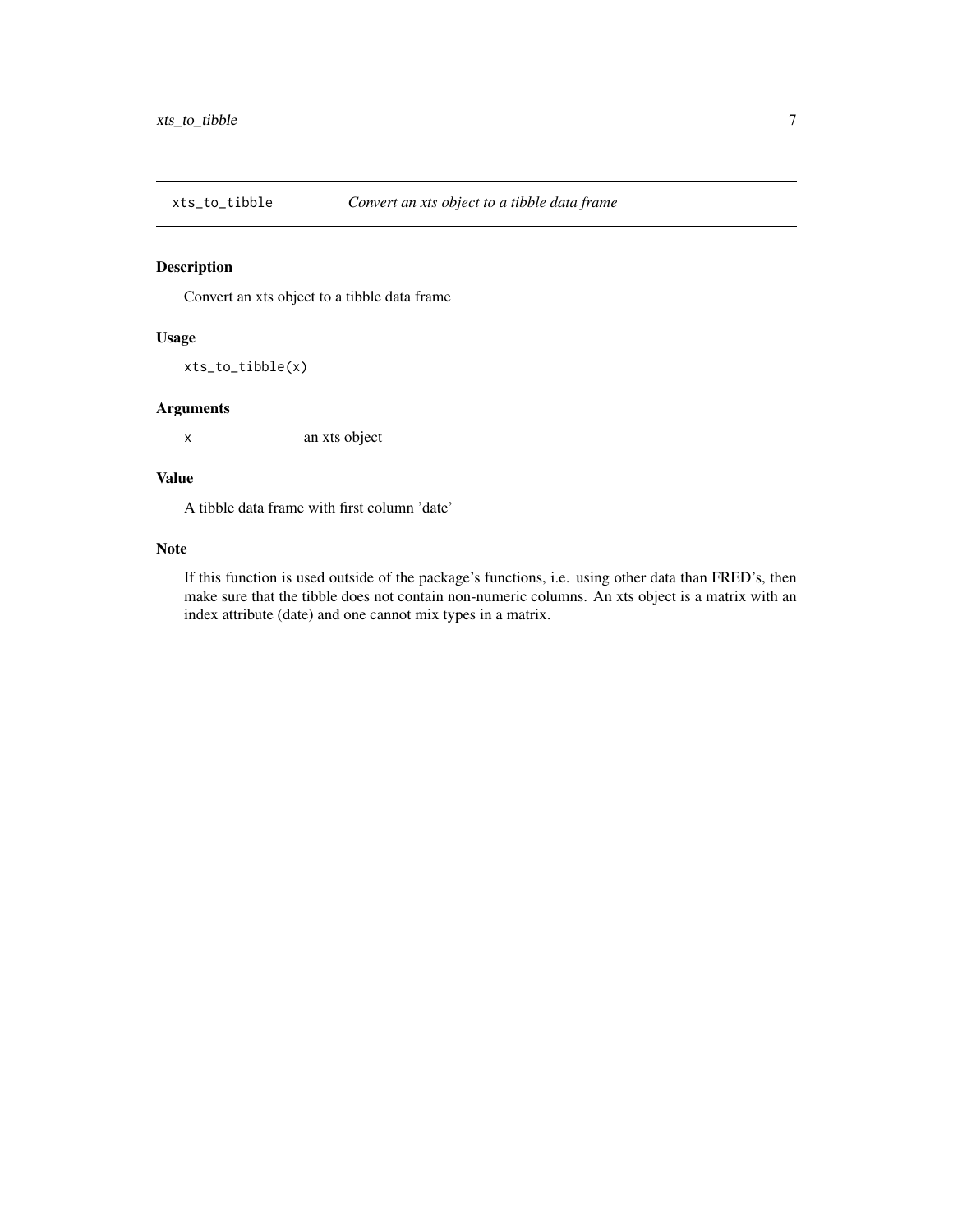## xts_to_tibble — *Convert an xts object to a tibble data frame*

### Description

Convert an xts object to a tibble data frame

### Usage

```
xts_to_tibble(x)
```

### Arguments

| | |
|---|---|
| x | an xts object |

### Value

A tibble data frame with first column 'date'

### Note

If this function is used outside of the package's functions, i.e. using other data than FRED's, then make sure that the tibble does not contain non-numeric columns. An xts object is a matrix with an index attribute (date) and one cannot mix types in a matrix.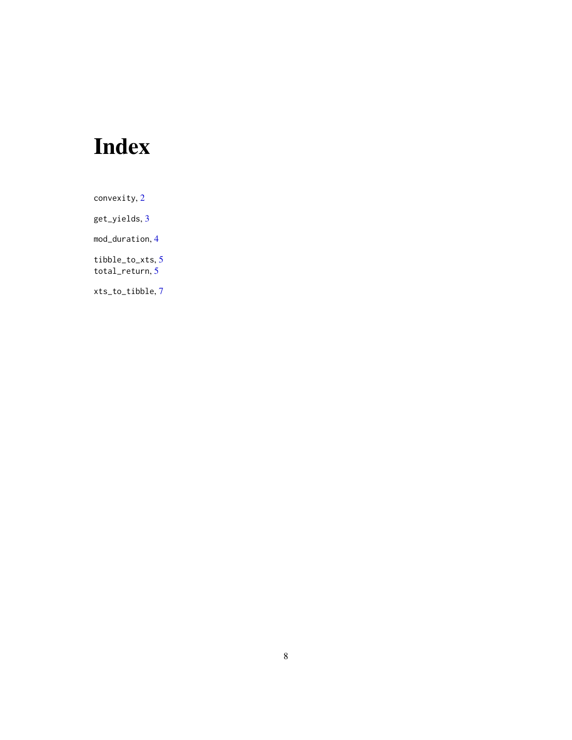# Index

convexity, 2

get_yields, 3

mod_duration, 4

tibble_to_xts, 5
total_return, 5

xts_to_tibble, 7